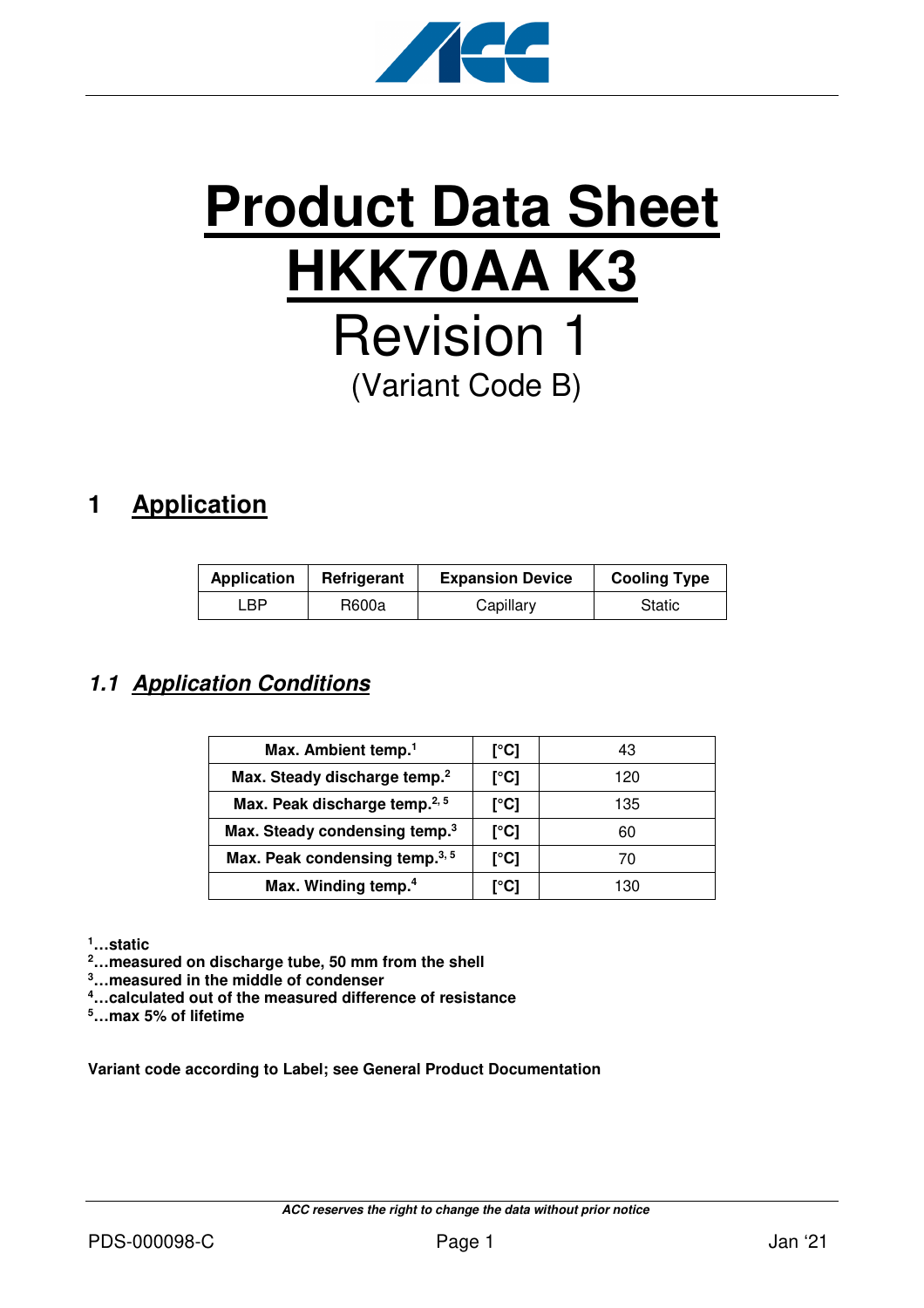# Product Data Sheet HKK70AA K3

Revision 1

(Variant Code B)

## 1 Application

| Application | Refrigerant | Expansion Device | Cooling Type |
|---|---|---|---|
| LBP | R600a | Capillary | Static |

### 1.1 Application Conditions

| Max. Ambient temp.[1] | [°C] | 43 |
|---|---|---|
| Max. Steady discharge temp.[2] | [°C] | 120 |
| Max. Peak discharge temp.[2, 5] | [°C] | 135 |
| Max. Steady condensing temp.[3] | [°C] | 60 |
| Max. Peak condensing temp.[3, 5] | [°C] | 70 |
| Max. Winding temp.[4] | [°C] | 130 |

**[1]…static**
**[2]…measured on discharge tube, 50 mm from the shell**
**[3]…measured in the middle of condenser**
**[4]…calculated out of the measured difference of resistance**
**[5]…max 5% of lifetime**

**Variant code according to Label; see General Product Documentation**

***ACC reserves the right to change the data without prior notice***

PDS-000098-C Jan '21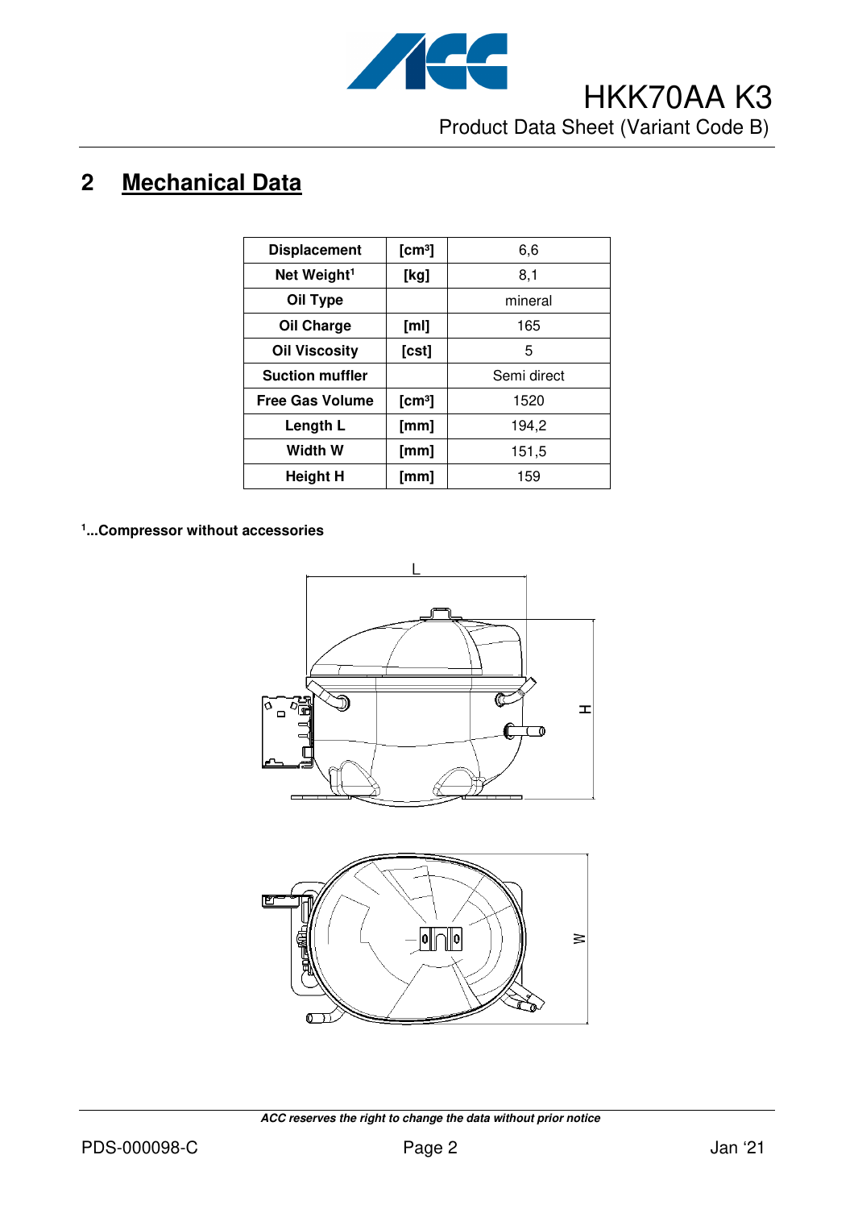## 2 Mechanical Data

| Displacement | [cm³] | 6,6 |
|---|---|---|
| Net Weight[1] | [kg] | 8,1 |
| Oil Type | | mineral |
| Oil Charge | [ml] | 165 |
| Oil Viscosity | [cst] | 5 |
| Suction muffler | | Semi direct |
| Free Gas Volume | [cm³] | 1520 |
| Length L | [mm] | 194,2 |
| Width W | [mm] | 151,5 |
| Height H | [mm] | 159 |

**[1]...Compressor without accessories**

***ACC reserves the right to change the data without prior notice***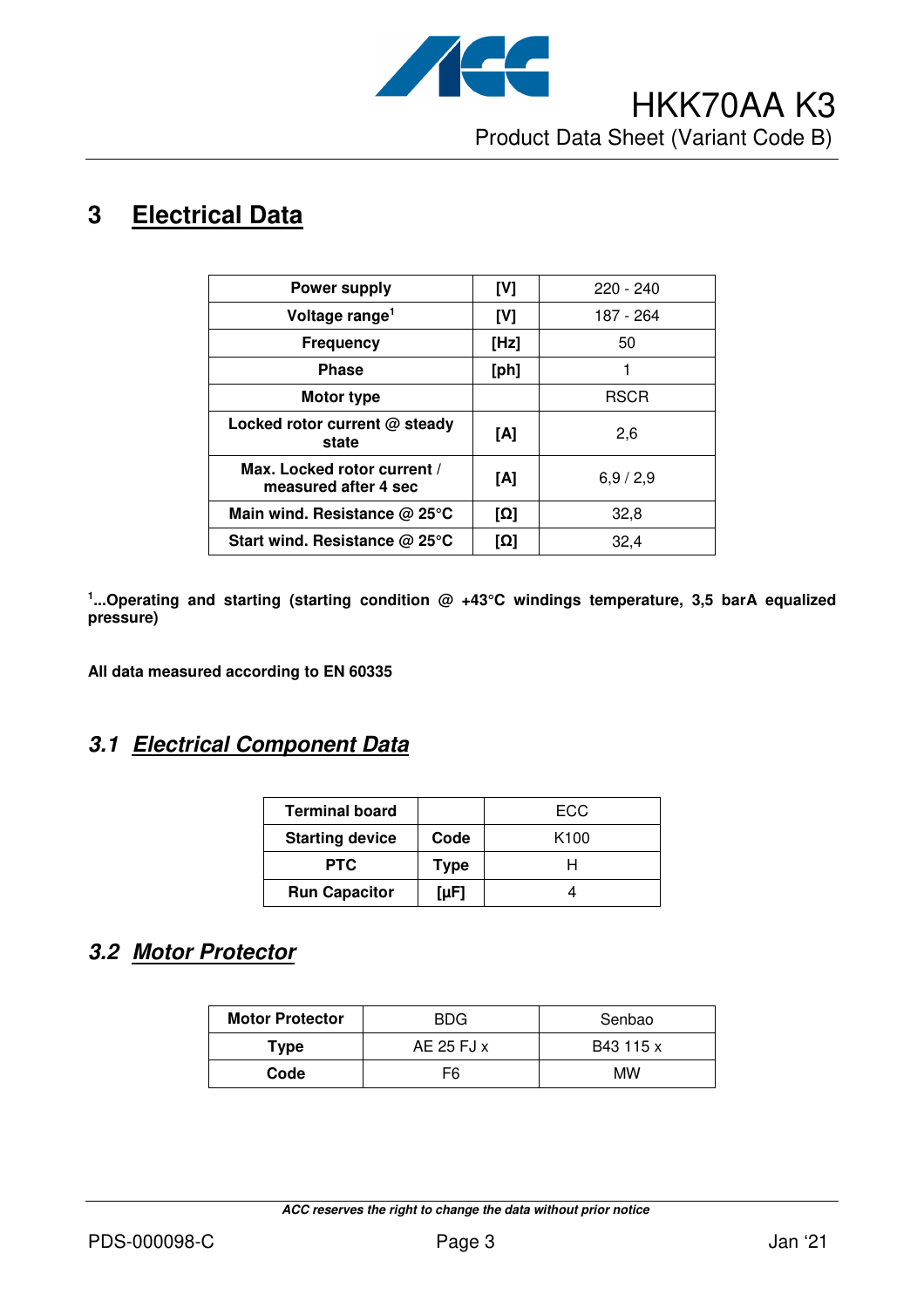# 3 Electrical Data

| Power supply | [V] | 220 - 240 |
|---|---|---|
| Voltage range[1] | [V] | 187 - 264 |
| Frequency | [Hz] | 50 |
| Phase | [ph] | 1 |
| Motor type | | RSCR |
| Locked rotor current @ steady state | [A] | 2,6 |
| Max. Locked rotor current / measured after 4 sec | [A] | 6,9 / 2,9 |
| Main wind. Resistance @ 25°C | [Ω] | 32,8 |
| Start wind. Resistance @ 25°C | [Ω] | 32,4 |

**[1]...Operating and starting (starting condition @ +43°C windings temperature, 3,5 barA equalized pressure)**

**All data measured according to EN 60335**

## *3.1 Electrical Component Data*

| Terminal board | | ECC |
|---|---|---|
| Starting device | Code | K100 |
| PTC | Type | H |
| Run Capacitor | [μF] | 4 |

## *3.2 Motor Protector*

| Motor Protector | BDG | Senbao |
|---|---|---|
| Type | AE 25 FJ x | B43 115 x |
| Code | F6 | MW |

*ACC reserves the right to change the data without prior notice*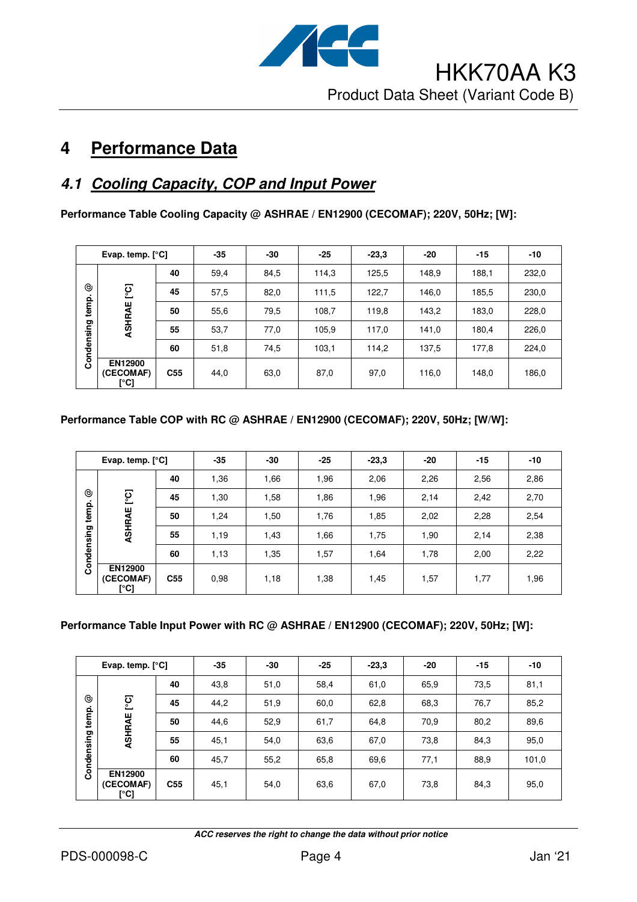# 4 Performance Data

## 4.1 Cooling Capacity, COP and Input Power

**Performance Table Cooling Capacity @ ASHRAE / EN12900 (CECOMAF); 220V, 50Hz; [W]:**

| Evap. temp. [°C] | | | -35 | -30 | -25 | -23,3 | -20 | -15 | -10 |
|---|---|---|---|---|---|---|---|---|---|
| Condensing temp. @ | ASHRAE [°C] | 40 | 59,4 | 84,5 | 114,3 | 125,5 | 148,9 | 188,1 | 232,0 |
| | | 45 | 57,5 | 82,0 | 111,5 | 122,7 | 146,0 | 185,5 | 230,0 |
| | | 50 | 55,6 | 79,5 | 108,7 | 119,8 | 143,2 | 183,0 | 228,0 |
| | | 55 | 53,7 | 77,0 | 105,9 | 117,0 | 141,0 | 180,4 | 226,0 |
| | | 60 | 51,8 | 74,5 | 103,1 | 114,2 | 137,5 | 177,8 | 224,0 |
| | EN12900 (CECOMAF) [°C] | C55 | 44,0 | 63,0 | 87,0 | 97,0 | 116,0 | 148,0 | 186,0 |

**Performance Table COP with RC @ ASHRAE / EN12900 (CECOMAF); 220V, 50Hz; [W/W]:**

| Evap. temp. [°C] | | | -35 | -30 | -25 | -23,3 | -20 | -15 | -10 |
|---|---|---|---|---|---|---|---|---|---|
| Condensing temp. @ | ASHRAE [°C] | 40 | 1,36 | 1,66 | 1,96 | 2,06 | 2,26 | 2,56 | 2,86 |
| | | 45 | 1,30 | 1,58 | 1,86 | 1,96 | 2,14 | 2,42 | 2,70 |
| | | 50 | 1,24 | 1,50 | 1,76 | 1,85 | 2,02 | 2,28 | 2,54 |
| | | 55 | 1,19 | 1,43 | 1,66 | 1,75 | 1,90 | 2,14 | 2,38 |
| | | 60 | 1,13 | 1,35 | 1,57 | 1,64 | 1,78 | 2,00 | 2,22 |
| | EN12900 (CECOMAF) [°C] | C55 | 0,98 | 1,18 | 1,38 | 1,45 | 1,57 | 1,77 | 1,96 |

**Performance Table Input Power with RC @ ASHRAE / EN12900 (CECOMAF); 220V, 50Hz; [W]:**

| Evap. temp. [°C] | | | -35 | -30 | -25 | -23,3 | -20 | -15 | -10 |
|---|---|---|---|---|---|---|---|---|---|
| Condensing temp. @ | ASHRAE [°C] | 40 | 43,8 | 51,0 | 58,4 | 61,0 | 65,9 | 73,5 | 81,1 |
| | | 45 | 44,2 | 51,9 | 60,0 | 62,8 | 68,3 | 76,7 | 85,2 |
| | | 50 | 44,6 | 52,9 | 61,7 | 64,8 | 70,9 | 80,2 | 89,6 |
| | | 55 | 45,1 | 54,0 | 63,6 | 67,0 | 73,8 | 84,3 | 95,0 |
| | | 60 | 45,7 | 55,2 | 65,8 | 69,6 | 77,1 | 88,9 | 101,0 |
| | EN12900 (CECOMAF) [°C] | C55 | 45,1 | 54,0 | 63,6 | 67,0 | 73,8 | 84,3 | 95,0 |

***ACC reserves the right to change the data without prior notice***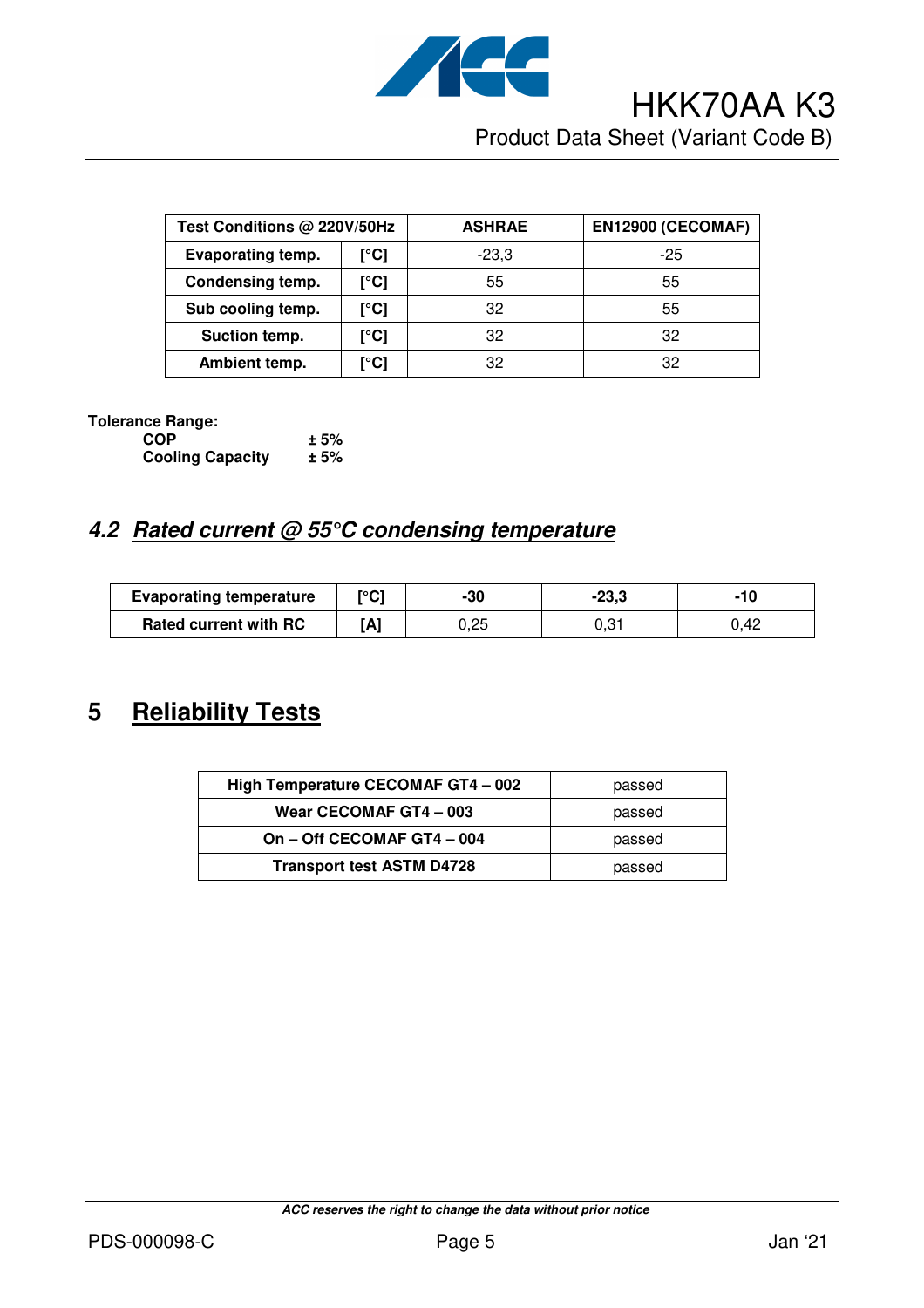| Test Conditions @ 220V/50Hz | | ASHRAE | EN12900 (CECOMAF) |
|---|---|---|---|
| Evaporating temp. | [°C] | -23,3 | -25 |
| Condensing temp. | [°C] | 55 | 55 |
| Sub cooling temp. | [°C] | 32 | 55 |
| Suction temp. | [°C] | 32 | 32 |
| Ambient temp. | [°C] | 32 | 32 |

**Tolerance Range:**

**COP** ± 5%
**Cooling Capacity** ± 5%

## 4.2 *Rated current @ 55°C condensing temperature*

| Evaporating temperature | [°C] | -30 | -23,3 | -10 |
|---|---|---|---|---|
| Rated current with RC | [A] | 0,25 | 0,31 | 0,42 |

# 5 Reliability Tests

| | |
|---|---|
| High Temperature CECOMAF GT4 – 002 | passed |
| Wear CECOMAF GT4 – 003 | passed |
| On – Off CECOMAF GT4 – 004 | passed |
| Transport test ASTM D4728 | passed |

*ACC reserves the right to change the data without prior notice*